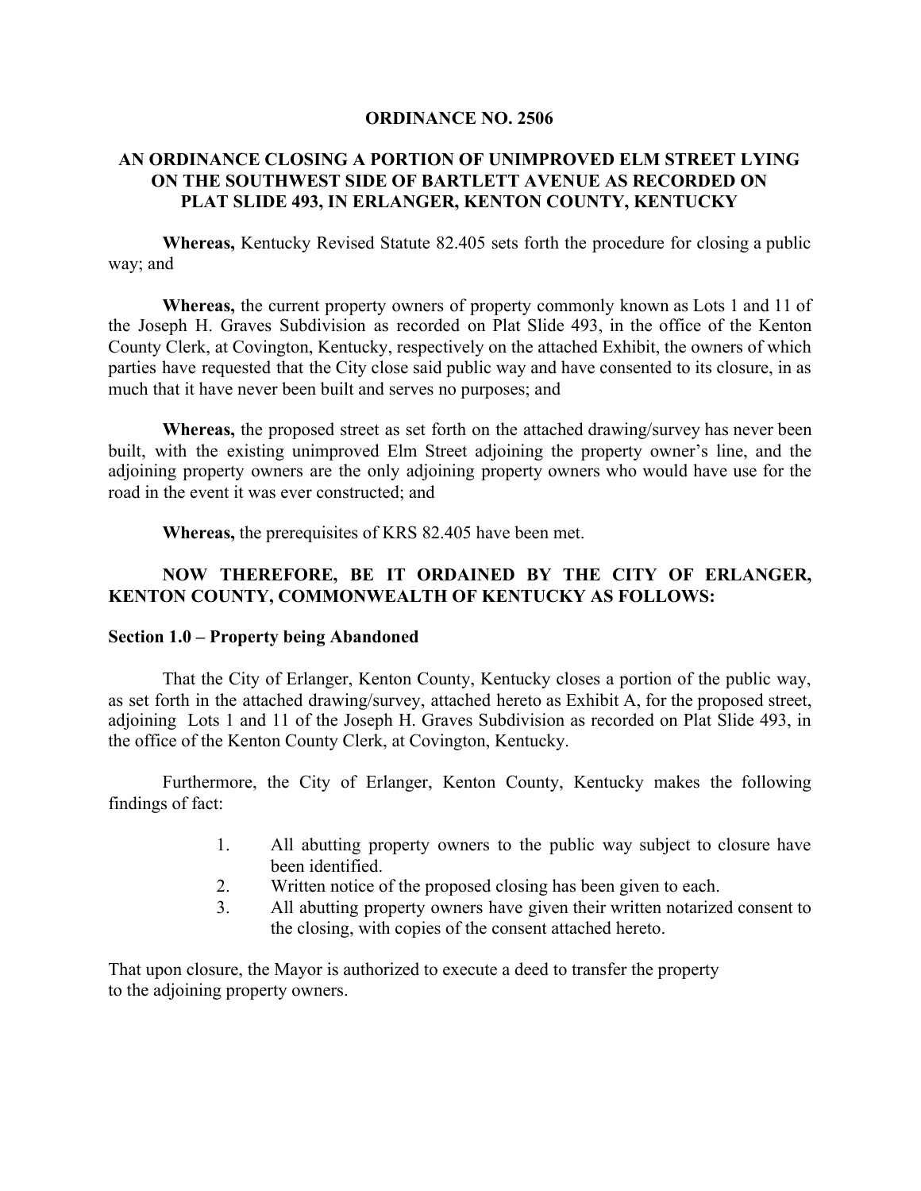# ORDINANCE NO. 2506

## AN ORDINANCE CLOSING A PORTION OF UNIMPROVED ELM STREET LYING ON THE SOUTHWEST SIDE OF BARTLETT AVENUE AS RECORDED ON PLAT SLIDE 493, IN ERLANGER, KENTON COUNTY, KENTUCKY

**Whereas,** Kentucky Revised Statute 82.405 sets forth the procedure for closing a public way; and

**Whereas,** the current property owners of property commonly known as Lots 1 and 11 of the Joseph H. Graves Subdivision as recorded on Plat Slide 493, in the office of the Kenton County Clerk, at Covington, Kentucky, respectively on the attached Exhibit, the owners of which parties have requested that the City close said public way and have consented to its closure, in as much that it have never been built and serves no purposes; and

**Whereas,** the proposed street as set forth on the attached drawing/survey has never been built, with the existing unimproved Elm Street adjoining the property owner's line, and the adjoining property owners are the only adjoining property owners who would have use for the road in the event it was ever constructed; and

**Whereas,** the prerequisites of KRS 82.405 have been met.

**NOW THEREFORE, BE IT ORDAINED BY THE CITY OF ERLANGER, KENTON COUNTY, COMMONWEALTH OF KENTUCKY AS FOLLOWS:**

### Section 1.0 – Property being Abandoned

That the City of Erlanger, Kenton County, Kentucky closes a portion of the public way, as set forth in the attached drawing/survey, attached hereto as Exhibit A, for the proposed street, adjoining Lots 1 and 11 of the Joseph H. Graves Subdivision as recorded on Plat Slide 493, in the office of the Kenton County Clerk, at Covington, Kentucky.

Furthermore, the City of Erlanger, Kenton County, Kentucky makes the following findings of fact:

1. All abutting property owners to the public way subject to closure have been identified.
2. Written notice of the proposed closing has been given to each.
3. All abutting property owners have given their written notarized consent to the closing, with copies of the consent attached hereto.

That upon closure, the Mayor is authorized to execute a deed to transfer the property to the adjoining property owners.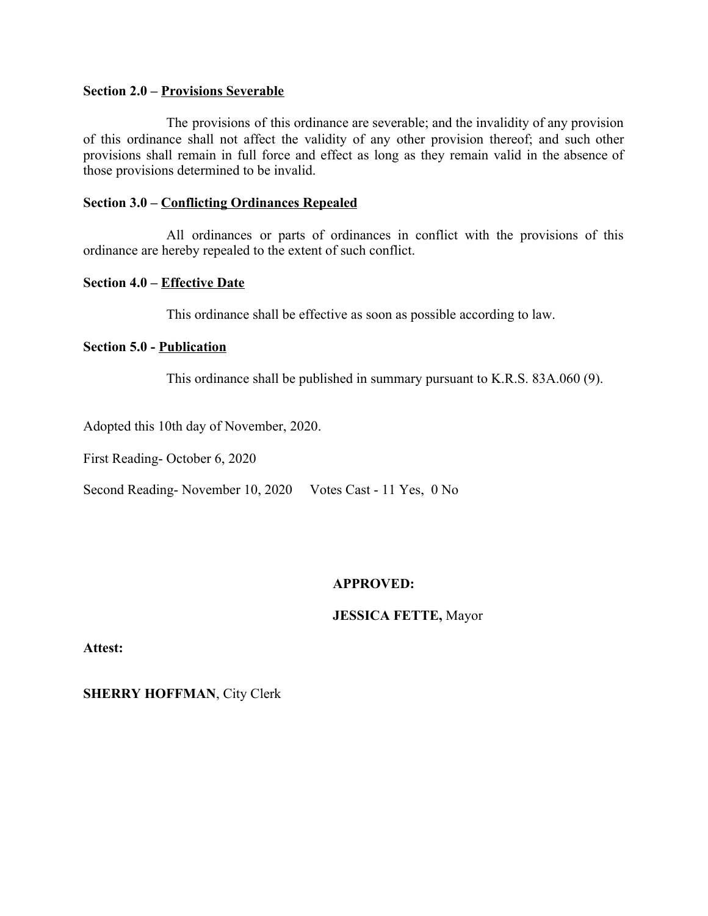**Section 2.0 – Provisions Severable**

The provisions of this ordinance are severable; and the invalidity of any provision of this ordinance shall not affect the validity of any other provision thereof; and such other provisions shall remain in full force and effect as long as they remain valid in the absence of those provisions determined to be invalid.

**Section 3.0 – Conflicting Ordinances Repealed**

All ordinances or parts of ordinances in conflict with the provisions of this ordinance are hereby repealed to the extent of such conflict.

**Section 4.0 – Effective Date**

This ordinance shall be effective as soon as possible according to law.

**Section 5.0 - Publication**

This ordinance shall be published in summary pursuant to K.R.S. 83A.060 (9).

Adopted this 10th day of November, 2020.

First Reading- October 6, 2020

Second Reading- November 10, 2020 Votes Cast - 11 Yes, 0 No

**APPROVED:**

**JESSICA FETTE,** Mayor

**Attest:**

**SHERRY HOFFMAN**, City Clerk